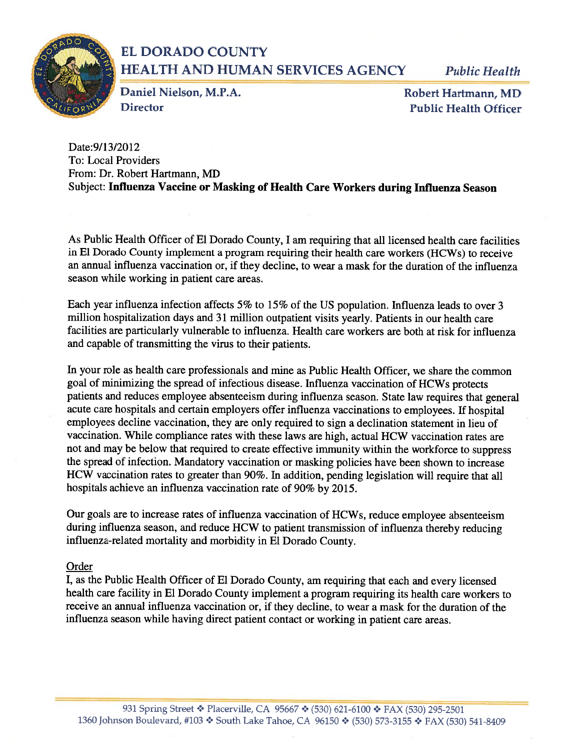# EL DORADO COUNTY
## HEALTH AND HUMAN SERVICES AGENCY

*Public Health*

**Daniel Nielson, M.P.A.**
**Director**

**Robert Hartmann, MD**
**Public Health Officer**

Date:9/13/2012
To: Local Providers
From: Dr. Robert Hartmann, MD
Subject: **Influenza Vaccine or Masking of Health Care Workers during Influenza Season**

As Public Health Officer of El Dorado County, I am requiring that all licensed health care facilities in El Dorado County implement a program requiring their health care workers (HCWs) to receive an annual influenza vaccination or, if they decline, to wear a mask for the duration of the influenza season while working in patient care areas.

Each year influenza infection affects 5% to 15% of the US population. Influenza leads to over 3 million hospitalization days and 31 million outpatient visits yearly. Patients in our health care facilities are particularly vulnerable to influenza. Health care workers are both at risk for influenza and capable of transmitting the virus to their patients.

In your role as health care professionals and mine as Public Health Officer, we share the common goal of minimizing the spread of infectious disease. Influenza vaccination of HCWs protects patients and reduces employee absenteeism during influenza season. State law requires that general acute care hospitals and certain employers offer influenza vaccinations to employees. If hospital employees decline vaccination, they are only required to sign a declination statement in lieu of vaccination. While compliance rates with these laws are high, actual HCW vaccination rates are not and may be below that required to create effective immunity within the workforce to suppress the spread of infection. Mandatory vaccination or masking policies have been shown to increase HCW vaccination rates to greater than 90%. In addition, pending legislation will require that all hospitals achieve an influenza vaccination rate of 90% by 2015.

Our goals are to increase rates of influenza vaccination of HCWs, reduce employee absenteeism during influenza season, and reduce HCW to patient transmission of influenza thereby reducing influenza-related mortality and morbidity in El Dorado County.

Order

I, as the Public Health Officer of El Dorado County, am requiring that each and every licensed health care facility in El Dorado County implement a program requiring its health care workers to receive an annual influenza vaccination or, if they decline, to wear a mask for the duration of the influenza season while having direct patient contact or working in patient care areas.

931 Spring Street ❖ Placerville, CA 95667 ❖ (530) 621-6100 ❖ FAX (530) 295-2501
1360 Johnson Boulevard, #103 ❖ South Lake Tahoe, CA 96150 ❖ (530) 573-3155 ❖ FAX (530) 541-8409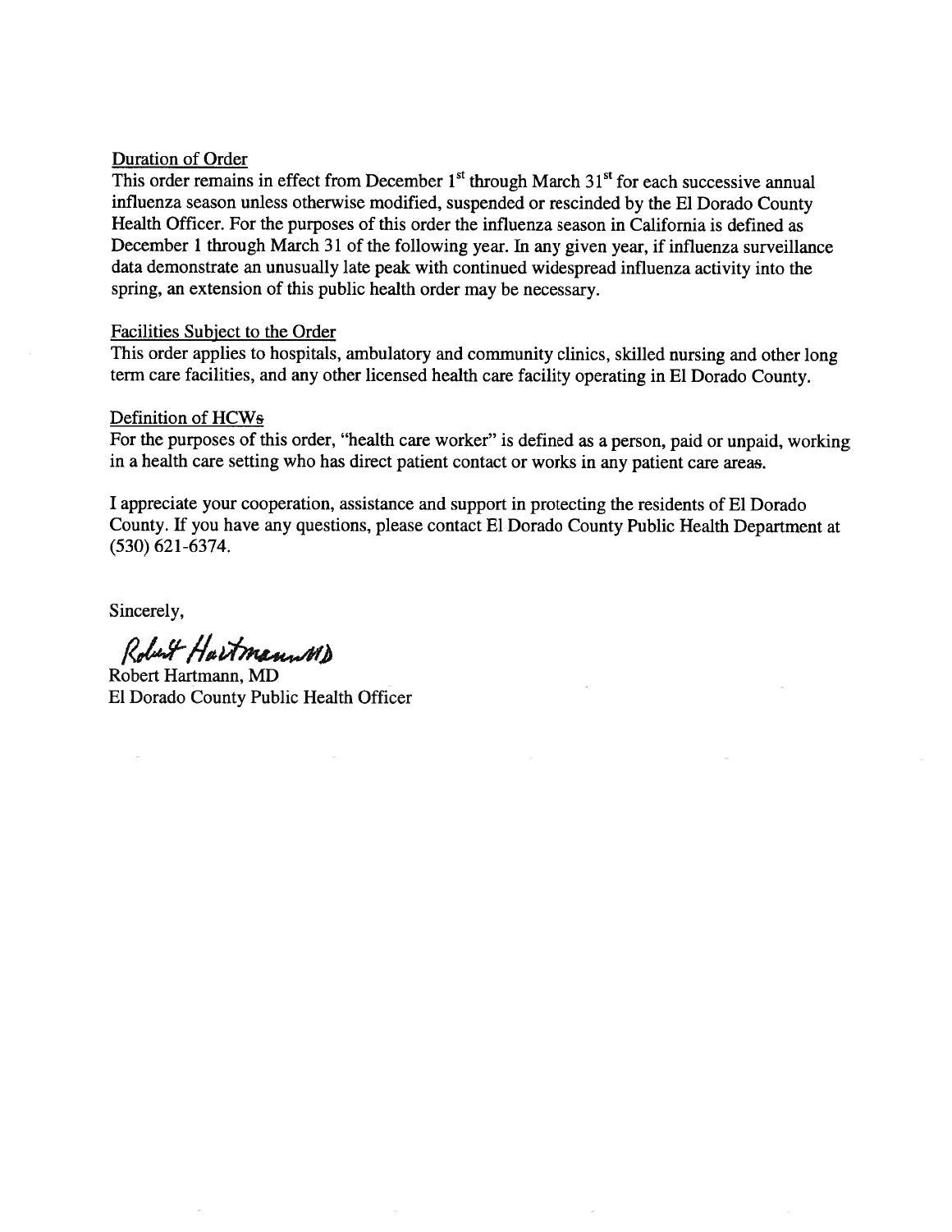Duration of Order

This order remains in effect from December 1st through March 31st for each successive annual influenza season unless otherwise modified, suspended or rescinded by the El Dorado County Health Officer. For the purposes of this order the influenza season in California is defined as December 1 through March 31 of the following year. In any given year, if influenza surveillance data demonstrate an unusually late peak with continued widespread influenza activity into the spring, an extension of this public health order may be necessary.

Facilities Subject to the Order

This order applies to hospitals, ambulatory and community clinics, skilled nursing and other long term care facilities, and any other licensed health care facility operating in El Dorado County.

Definition of HCWs

For the purposes of this order, "health care worker" is defined as a person, paid or unpaid, working in a health care setting who has direct patient contact or works in any patient care areas.

I appreciate your cooperation, assistance and support in protecting the residents of El Dorado County. If you have any questions, please contact El Dorado County Public Health Department at (530) 621-6374.

Sincerely,

Robert Hartmann MD

Robert Hartmann, MD
El Dorado County Public Health Officer